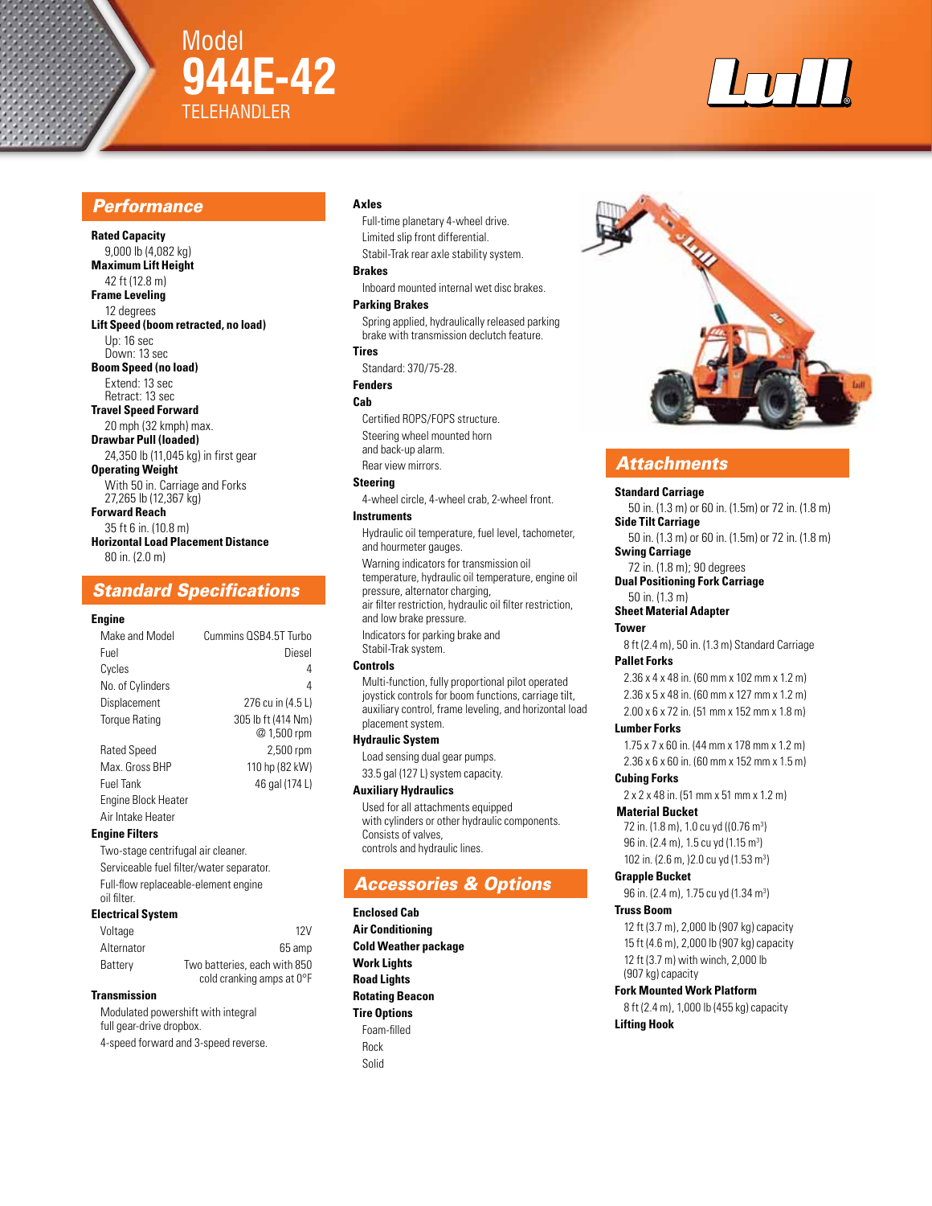# Model 944E-42 TELEHANDLER

Lull

## Performance

**Rated Capacity**
9,000 lb (4,082 kg)

**Maximum Lift Height**
42 ft (12.8 m)

**Frame Leveling**
12 degrees

**Lift Speed (boom retracted, no load)**
Up: 16 sec
Down: 13 sec

**Boom Speed (no load)**
Extend: 13 sec
Retract: 13 sec

**Travel Speed Forward**
20 mph (32 kmph) max.

**Drawbar Pull (loaded)**
24,350 lb (11,045 kg) in first gear

**Operating Weight**
With 50 in. Carriage and Forks
27,265 lb (12,367 kg)

**Forward Reach**
35 ft 6 in. (10.8 m)

**Horizontal Load Placement Distance**
80 in. (2.0 m)

## Standard Specifications

**Engine**

| | |
|---|---|
| Make and Model | Cummins QSB4.5T Turbo |
| Fuel | Diesel |
| Cycles | 4 |
| No. of Cylinders | 4 |
| Displacement | 276 cu in (4.5 L) |
| Torque Rating | 305 lb ft (414 Nm) @ 1,500 rpm |
| Rated Speed | 2,500 rpm |
| Max. Gross BHP | 110 hp (82 kW) |
| Fuel Tank | 46 gal (174 L) |
| Engine Block Heater | |
| Air Intake Heater | |

**Engine Filters**
Two-stage centrifugal air cleaner.
Serviceable fuel filter/water separator.
Full-flow replaceable-element engine oil filter.

**Electrical System**

| | |
|---|---|
| Voltage | 12V |
| Alternator | 65 amp |
| Battery | Two batteries, each with 850 cold cranking amps at 0°F |

**Transmission**
Modulated powershift with integral full gear-drive dropbox.
4-speed forward and 3-speed reverse.

**Axles**
Full-time planetary 4-wheel drive.
Limited slip front differential.
Stabil-Trak rear axle stability system.

**Brakes**
Inboard mounted internal wet disc brakes.

**Parking Brakes**
Spring applied, hydraulically released parking brake with transmission declutch feature.

**Tires**
Standard: 370/75-28.

**Fenders**

**Cab**
Certified ROPS/FOPS structure.
Steering wheel mounted horn and back-up alarm.
Rear view mirrors.

**Steering**
4-wheel circle, 4-wheel crab, 2-wheel front.

**Instruments**
Hydraulic oil temperature, fuel level, tachometer, and hourmeter gauges.
Warning indicators for transmission oil temperature, hydraulic oil temperature, engine oil pressure, alternator charging, air filter restriction, hydraulic oil filter restriction, and low brake pressure.
Indicators for parking brake and Stabil-Trak system.

**Controls**
Multi-function, fully proportional pilot operated joystick controls for boom functions, carriage tilt, auxiliary control, frame leveling, and horizontal load placement system.

**Hydraulic System**
Load sensing dual gear pumps.
33.5 gal (127 L) system capacity.

**Auxiliary Hydraulics**
Used for all attachments equipped with cylinders or other hydraulic components. Consists of valves, controls and hydraulic lines.

## Accessories & Options

**Enclosed Cab**
**Air Conditioning**
**Cold Weather package**
**Work Lights**
**Road Lights**
**Rotating Beacon**
**Tire Options**
Foam-filled
Rock
Solid

## Attachments

**Standard Carriage**
50 in. (1.3 m) or 60 in. (1.5m) or 72 in. (1.8 m)

**Side Tilt Carriage**
50 in. (1.3 m) or 60 in. (1.5m) or 72 in. (1.8 m)

**Swing Carriage**
72 in. (1.8 m); 90 degrees

**Dual Positioning Fork Carriage**
50 in. (1.3 m)

**Sheet Material Adapter**

**Tower**
8 ft (2.4 m), 50 in. (1.3 m) Standard Carriage

**Pallet Forks**
2.36 x 4 x 48 in. (60 mm x 102 mm x 1.2 m)
2.36 x 5 x 48 in. (60 mm x 127 mm x 1.2 m)
2.00 x 6 x 72 in. (51 mm x 152 mm x 1.8 m)

**Lumber Forks**
1.75 x 7 x 60 in. (44 mm x 178 mm x 1.2 m)
2.36 x 6 x 60 in. (60 mm x 152 mm x 1.5 m)

**Cubing Forks**
2 x 2 x 48 in. (51 mm x 51 mm x 1.2 m)

**Material Bucket**
72 in. (1.8 m), 1.0 cu yd ((0.76 m$^3$)
96 in. (2.4 m), 1.5 cu yd (1.15 m$^3$)
102 in. (2.6 m, )2.0 cu yd (1.53 m$^3$)

**Grapple Bucket**
96 in. (2.4 m), 1.75 cu yd (1.34 m$^3$)

**Truss Boom**
12 ft (3.7 m), 2,000 lb (907 kg) capacity
15 ft (4.6 m), 2,000 lb (907 kg) capacity
12 ft (3.7 m) with winch, 2,000 lb (907 kg) capacity

**Fork Mounted Work Platform**
8 ft (2.4 m), 1,000 lb (455 kg) capacity

**Lifting Hook**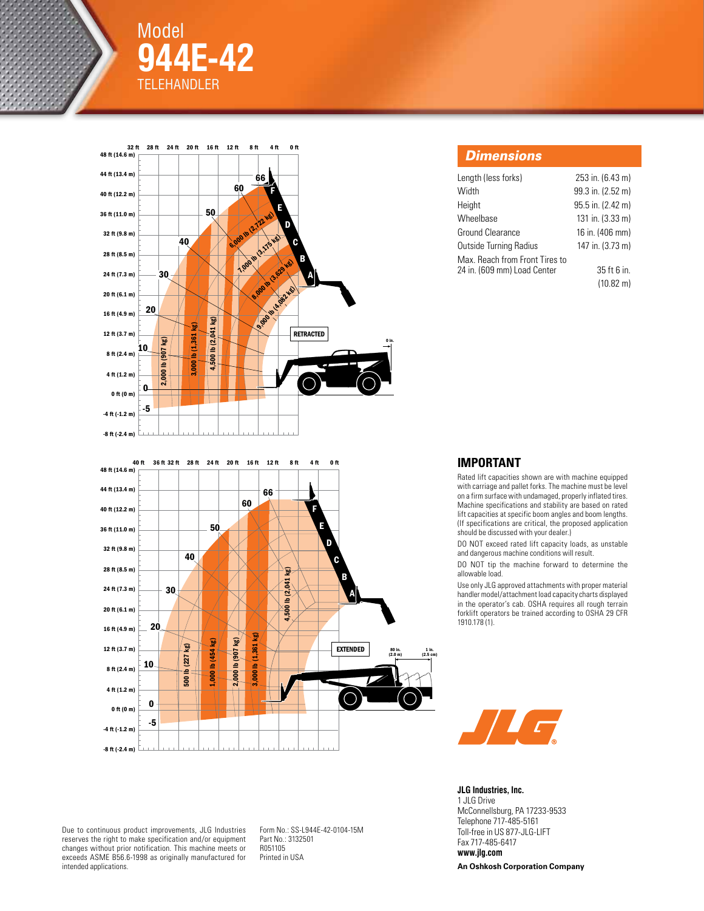# Model 944E-42 TELEHANDLER

32 ft 28 ft 24 ft 20 ft 16 ft 12 ft 8 ft 4 ft 0 ft

48 ft (14.6 m)
44 ft (13.4 m)
40 ft (12.2 m)
36 ft (11.0 m)
32 ft (9.8 m)
28 ft (8.5 m)
24 ft (7.3 m)
20 ft (6.1 m)
16 ft (4.9 m)
12 ft (3.7 m)
8 ft (2.4 m)
4 ft (1.2 m)
0 ft (0 m)
-4 ft (-1.2 m)
-8 ft (-2.4 m)

66
60
50
40
30
20
10
0
-5

F E D C B A

6,000 lb (2,722 kg)
7,000 lb (3,175 kg)
8,000 lb (3,629 kg)
9,000 lb (4,082 kg)
2,000 lb (907 kg)
3,000 lb (1,361 kg)
4,500 lb (2,041 kg)

RETRACTED

0 in.

40 ft 36 ft 32 ft 28 ft 24 ft 20 ft 16 ft 12 ft 8 ft 4 ft 0 ft

48 ft (14.6 m)
44 ft (13.4 m)
40 ft (12.2 m)
36 ft (11.0 m)
32 ft (9.8 m)
28 ft (8.5 m)
24 ft (7.3 m)
20 ft (6.1 m)
16 ft (4.9 m)
12 ft (3.7 m)
8 ft (2.4 m)
4 ft (1.2 m)
0 ft (0 m)
-4 ft (-1.2 m)
-8 ft (-2.4 m)

66
60
50
40
30
20
10
0
-5

F E D C B A

4,500 lb (2,041 kg)
500 lb (227 kg)
1,000 lb (454 kg)
2,000 lb (907 kg)
3,000 lb (1,361 kg)

EXTENDED

80 in. (2.0 m)
1 in. (2.5 cm)

## Dimensions

| | |
|---|---|
| Length (less forks) | 253 in. (6.43 m) |
| Width | 99.3 in. (2.52 m) |
| Height | 95.5 in. (2.42 m) |
| Wheelbase | 131 in. (3.33 m) |
| Ground Clearance | 16 in. (406 mm) |
| Outside Turning Radius | 147 in. (3.73 m) |
| Max. Reach from Front Tires to 24 in. (609 mm) Load Center | 35 ft 6 in. (10.82 m) |

## IMPORTANT

Rated lift capacities shown are with machine equipped with carriage and pallet forks. The machine must be level on a firm surface with undamaged, properly inflated tires. Machine specifications and stability are based on rated lift capacities at specific boom angles and boom lengths. (If specifications are critical, the proposed application should be discussed with your dealer.)

DO NOT exceed rated lift capacity loads, as unstable and dangerous machine conditions will result.

DO NOT tip the machine forward to determine the allowable load.

Use only JLG approved attachments with proper material handler model/attachment load capacity charts displayed in the operator's cab. OSHA requires all rough terrain forklift operators be trained according to OSHA 29 CFR 1910.178 (1).

JLG

**JLG Industries, Inc.**
1 JLG Drive
McConnellsburg, PA 17233-9533
Telephone 717-485-5161
Toll-free in US 877-JLG-LIFT
Fax 717-485-6417
**www.jlg.com**
**An Oshkosh Corporation Company**

Due to continuous product improvements, JLG Industries reserves the right to make specification and/or equipment changes without prior notification. This machine meets or exceeds ASME B56.6-1998 as originally manufactured for intended applications.

Form No.: SS-L944E-42-0104-15M
Part No.: 3132501
R051105
Printed in USA